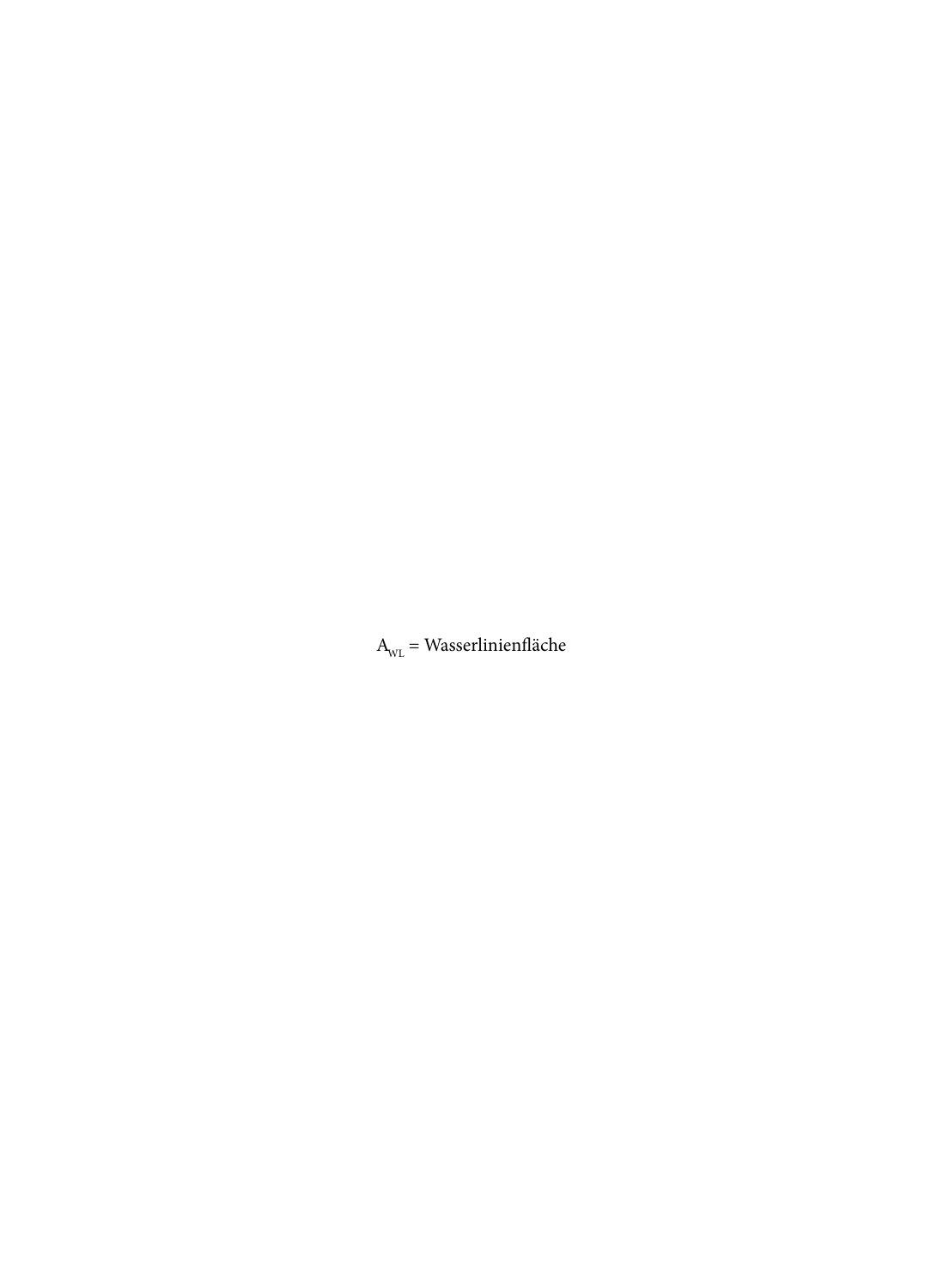$A_{WL}$ = Wasserlinienfläche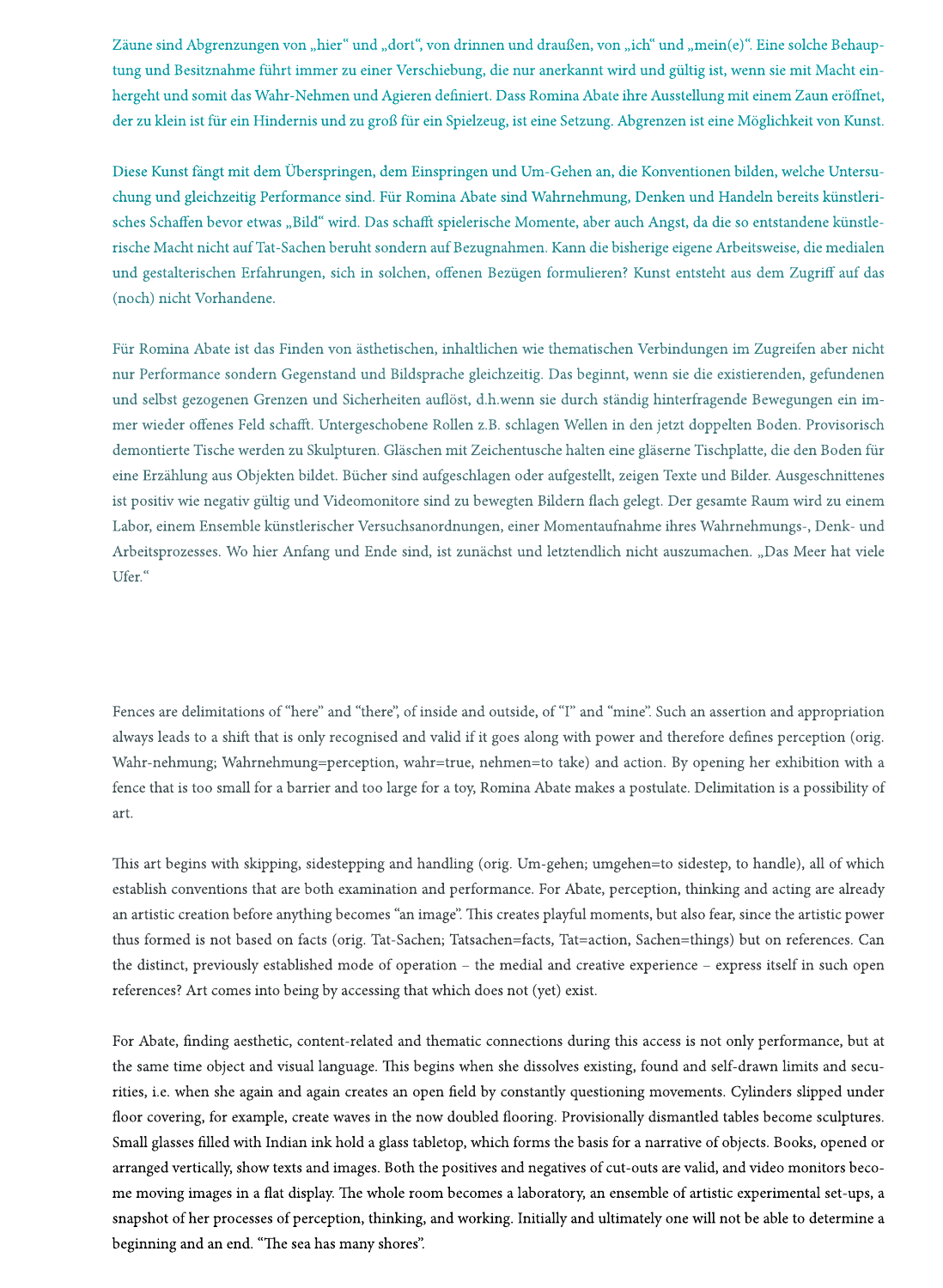Zäune sind Abgrenzungen von „hier" und „dort", von drinnen und draußen, von „ich" und „mein(e)". Eine solche Behauptung und Besitznahme führt immer zu einer Verschiebung, die nur anerkannt wird und gültig ist, wenn sie mit Macht einhergeht und somit das Wahr-Nehmen und Agieren definiert. Dass Romina Abate ihre Ausstellung mit einem Zaun eröffnet, der zu klein ist für ein Hindernis und zu groß für ein Spielzeug, ist eine Setzung. Abgrenzen ist eine Möglichkeit von Kunst.

Diese Kunst fängt mit dem Überspringen, dem Einspringen und Um-Gehen an, die Konventionen bilden, welche Untersuchung und gleichzeitig Performance sind. Für Romina Abate sind Wahrnehmung, Denken und Handeln bereits künstlerisches Schaffen bevor etwas „Bild" wird. Das schafft spielerische Momente, aber auch Angst, da die so entstandene künstlerische Macht nicht auf Tat-Sachen beruht sondern auf Bezugnahmen. Kann die bisherige eigene Arbeitsweise, die medialen und gestalterischen Erfahrungen, sich in solchen, offenen Bezügen formulieren? Kunst entsteht aus dem Zugriff auf das (noch) nicht Vorhandene.

Für Romina Abate ist das Finden von ästhetischen, inhaltlichen wie thematischen Verbindungen im Zugreifen aber nicht nur Performance sondern Gegenstand und Bildsprache gleichzeitig. Das beginnt, wenn sie die existierenden, gefundenen und selbst gezogenen Grenzen und Sicherheiten auflöst, d.h.wenn sie durch ständig hinterfragende Bewegungen ein immer wieder offenes Feld schafft. Untergeschobene Rollen z.B. schlagen Wellen in den jetzt doppelten Boden. Provisorisch demontierte Tische werden zu Skulpturen. Gläschen mit Zeichentusche halten eine gläserne Tischplatte, die den Boden für eine Erzählung aus Objekten bildet. Bücher sind aufgeschlagen oder aufgestellt, zeigen Texte und Bilder. Ausgeschnittenes ist positiv wie negativ gültig und Videomonitore sind zu bewegten Bildern flach gelegt. Der gesamte Raum wird zu einem Labor, einem Ensemble künstlerischer Versuchsanordnungen, einer Momentaufnahme ihres Wahrnehmungs-, Denk- und Arbeitsprozesses. Wo hier Anfang und Ende sind, ist zunächst und letztendlich nicht auszumachen. „Das Meer hat viele Ufer."

Fences are delimitations of "here" and "there", of inside and outside, of "I" and "mine". Such an assertion and appropriation always leads to a shift that is only recognised and valid if it goes along with power and therefore defines perception (orig. Wahr-nehmung; Wahrnehmung=perception, wahr=true, nehmen=to take) and action. By opening her exhibition with a fence that is too small for a barrier and too large for a toy, Romina Abate makes a postulate. Delimitation is a possibility of art.

This art begins with skipping, sidestepping and handling (orig. Um-gehen; umgehen=to sidestep, to handle), all of which establish conventions that are both examination and performance. For Abate, perception, thinking and acting are already an artistic creation before anything becomes "an image". This creates playful moments, but also fear, since the artistic power thus formed is not based on facts (orig. Tat-Sachen; Tatsachen=facts, Tat=action, Sachen=things) but on references. Can the distinct, previously established mode of operation – the medial and creative experience – express itself in such open references? Art comes into being by accessing that which does not (yet) exist.

For Abate, finding aesthetic, content-related and thematic connections during this access is not only performance, but at the same time object and visual language. This begins when she dissolves existing, found and self-drawn limits and securities, i.e. when she again and again creates an open field by constantly questioning movements. Cylinders slipped under floor covering, for example, create waves in the now doubled flooring. Provisionally dismantled tables become sculptures. Small glasses filled with Indian ink hold a glass tabletop, which forms the basis for a narrative of objects. Books, opened or arranged vertically, show texts and images. Both the positives and negatives of cut-outs are valid, and video monitors become moving images in a flat display. The whole room becomes a laboratory, an ensemble of artistic experimental set-ups, a snapshot of her processes of perception, thinking, and working. Initially and ultimately one will not be able to determine a beginning and an end. "The sea has many shores".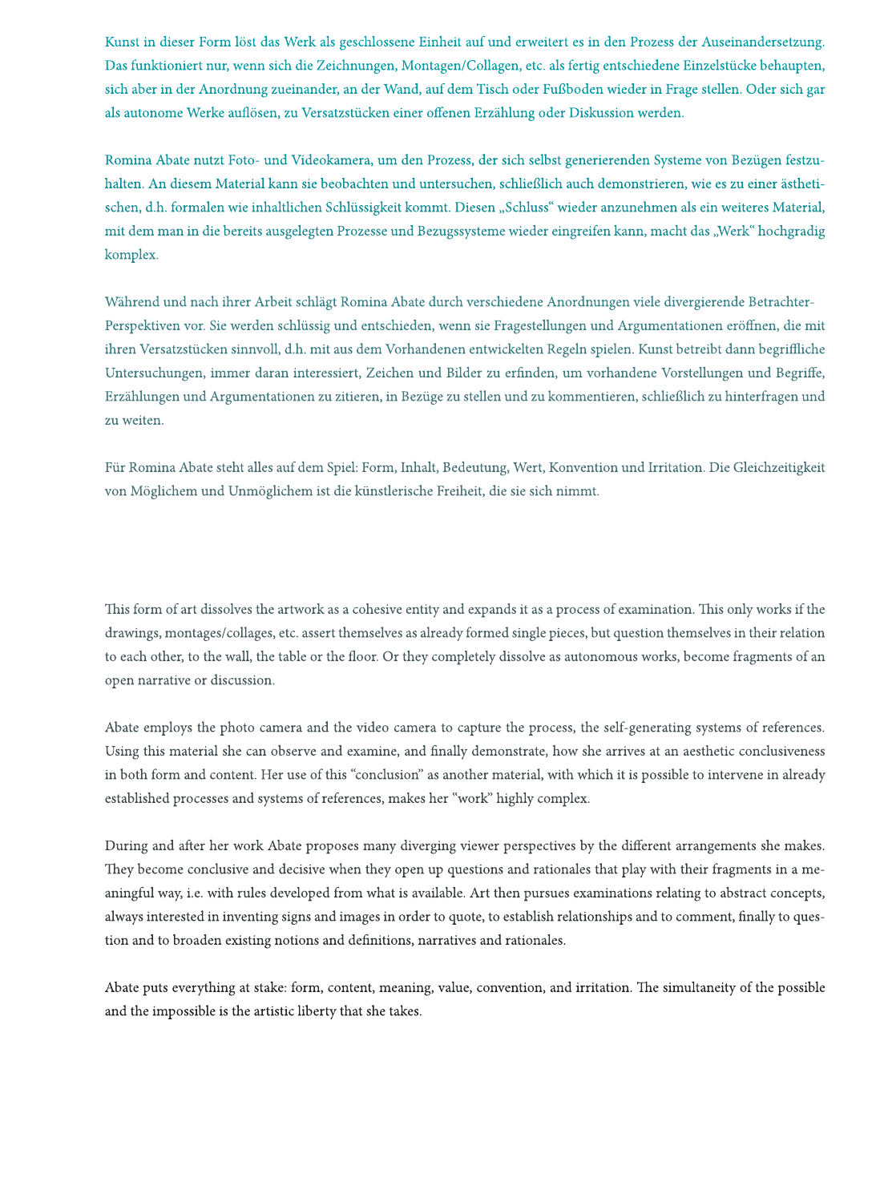Kunst in dieser Form löst das Werk als geschlossene Einheit auf und erweitert es in den Prozess der Auseinandersetzung. Das funktioniert nur, wenn sich die Zeichnungen, Montagen/Collagen, etc. als fertig entschiedene Einzelstücke behaupten, sich aber in der Anordnung zueinander, an der Wand, auf dem Tisch oder Fußboden wieder in Frage stellen. Oder sich gar als autonome Werke auflösen, zu Versatzstücken einer offenen Erzählung oder Diskussion werden.

Romina Abate nutzt Foto- und Videokamera, um den Prozess, der sich selbst generierenden Systeme von Bezügen festzuhalten. An diesem Material kann sie beobachten und untersuchen, schließlich auch demonstrieren, wie es zu einer ästhetischen, d.h. formalen wie inhaltlichen Schlüssigkeit kommt. Diesen „Schluss" wieder anzunehmen als ein weiteres Material, mit dem man in die bereits ausgelegten Prozesse und Bezugssysteme wieder eingreifen kann, macht das „Werk" hochgradig komplex.

Während und nach ihrer Arbeit schlägt Romina Abate durch verschiedene Anordnungen viele divergierende Betrachter-Perspektiven vor. Sie werden schlüssig und entschieden, wenn sie Fragestellungen und Argumentationen eröffnen, die mit ihren Versatzstücken sinnvoll, d.h. mit aus dem Vorhandenen entwickelten Regeln spielen. Kunst betreibt dann begriffliche Untersuchungen, immer daran interessiert, Zeichen und Bilder zu erfinden, um vorhandene Vorstellungen und Begriffe, Erzählungen und Argumentationen zu zitieren, in Bezüge zu stellen und zu kommentieren, schließlich zu hinterfragen und zu weiten.

Für Romina Abate steht alles auf dem Spiel: Form, Inhalt, Bedeutung, Wert, Konvention und Irritation. Die Gleichzeitigkeit von Möglichem und Unmöglichem ist die künstlerische Freiheit, die sie sich nimmt.

This form of art dissolves the artwork as a cohesive entity and expands it as a process of examination. This only works if the drawings, montages/collages, etc. assert themselves as already formed single pieces, but question themselves in their relation to each other, to the wall, the table or the floor. Or they completely dissolve as autonomous works, become fragments of an open narrative or discussion.

Abate employs the photo camera and the video camera to capture the process, the self-generating systems of references. Using this material she can observe and examine, and finally demonstrate, how she arrives at an aesthetic conclusiveness in both form and content. Her use of this "conclusion" as another material, with which it is possible to intervene in already established processes and systems of references, makes her "work" highly complex.

During and after her work Abate proposes many diverging viewer perspectives by the different arrangements she makes. They become conclusive and decisive when they open up questions and rationales that play with their fragments in a meaningful way, i.e. with rules developed from what is available. Art then pursues examinations relating to abstract concepts, always interested in inventing signs and images in order to quote, to establish relationships and to comment, finally to question and to broaden existing notions and definitions, narratives and rationales.

Abate puts everything at stake: form, content, meaning, value, convention, and irritation. The simultaneity of the possible and the impossible is the artistic liberty that she takes.